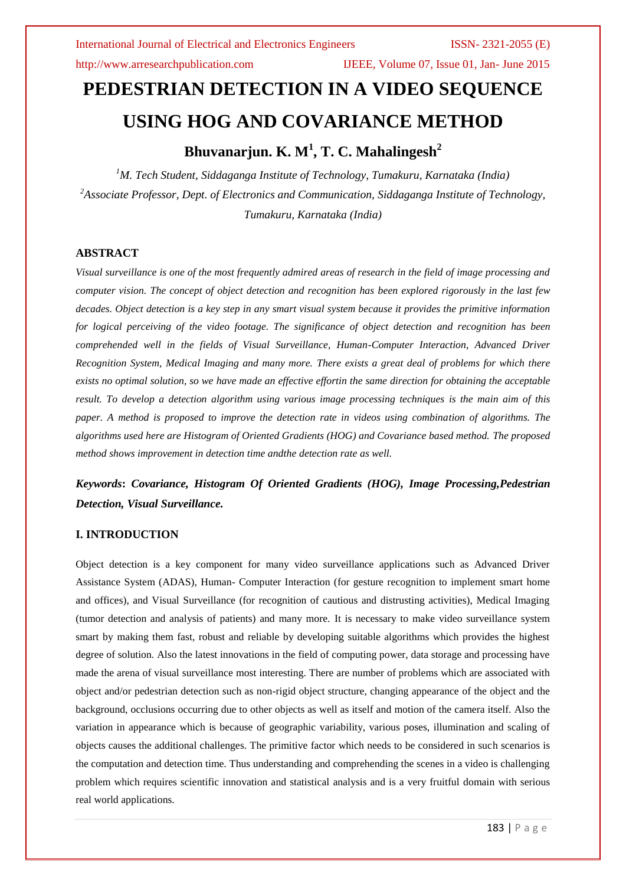# PEDESTRIAN DETECTION IN A VIDEO SEQUENCE USING HOG AND COVARIANCE METHOD

## Bhuvanarjun. K. M[1], T. C. Mahalingesh[2]

*[1]M. Tech Student, Siddaganga Institute of Technology, Tumakuru, Karnataka (India)*
*[2]Associate Professor, Dept. of Electronics and Communication, Siddaganga Institute of Technology, Tumakuru, Karnataka (India)*

### ABSTRACT

*Visual surveillance is one of the most frequently admired areas of research in the field of image processing and computer vision. The concept of object detection and recognition has been explored rigorously in the last few decades. Object detection is a key step in any smart visual system because it provides the primitive information for logical perceiving of the video footage. The significance of object detection and recognition has been comprehended well in the fields of Visual Surveillance, Human-Computer Interaction, Advanced Driver Recognition System, Medical Imaging and many more. There exists a great deal of problems for which there exists no optimal solution, so we have made an effective effortin the same direction for obtaining the acceptable result. To develop a detection algorithm using various image processing techniques is the main aim of this paper. A method is proposed to improve the detection rate in videos using combination of algorithms. The algorithms used here are Histogram of Oriented Gradients (HOG) and Covariance based method. The proposed method shows improvement in detection time andthe detection rate as well.*

***Keywords*: *Covariance, Histogram Of Oriented Gradients (HOG), Image Processing,Pedestrian Detection, Visual Surveillance.***

### I. INTRODUCTION

Object detection is a key component for many video surveillance applications such as Advanced Driver Assistance System (ADAS), Human- Computer Interaction (for gesture recognition to implement smart home and offices), and Visual Surveillance (for recognition of cautious and distrusting activities), Medical Imaging (tumor detection and analysis of patients) and many more. It is necessary to make video surveillance system smart by making them fast, robust and reliable by developing suitable algorithms which provides the highest degree of solution. Also the latest innovations in the field of computing power, data storage and processing have made the arena of visual surveillance most interesting. There are number of problems which are associated with object and/or pedestrian detection such as non-rigid object structure, changing appearance of the object and the background, occlusions occurring due to other objects as well as itself and motion of the camera itself. Also the variation in appearance which is because of geographic variability, various poses, illumination and scaling of objects causes the additional challenges. The primitive factor which needs to be considered in such scenarios is the computation and detection time. Thus understanding and comprehending the scenes in a video is challenging problem which requires scientific innovation and statistical analysis and is a very fruitful domain with serious real world applications.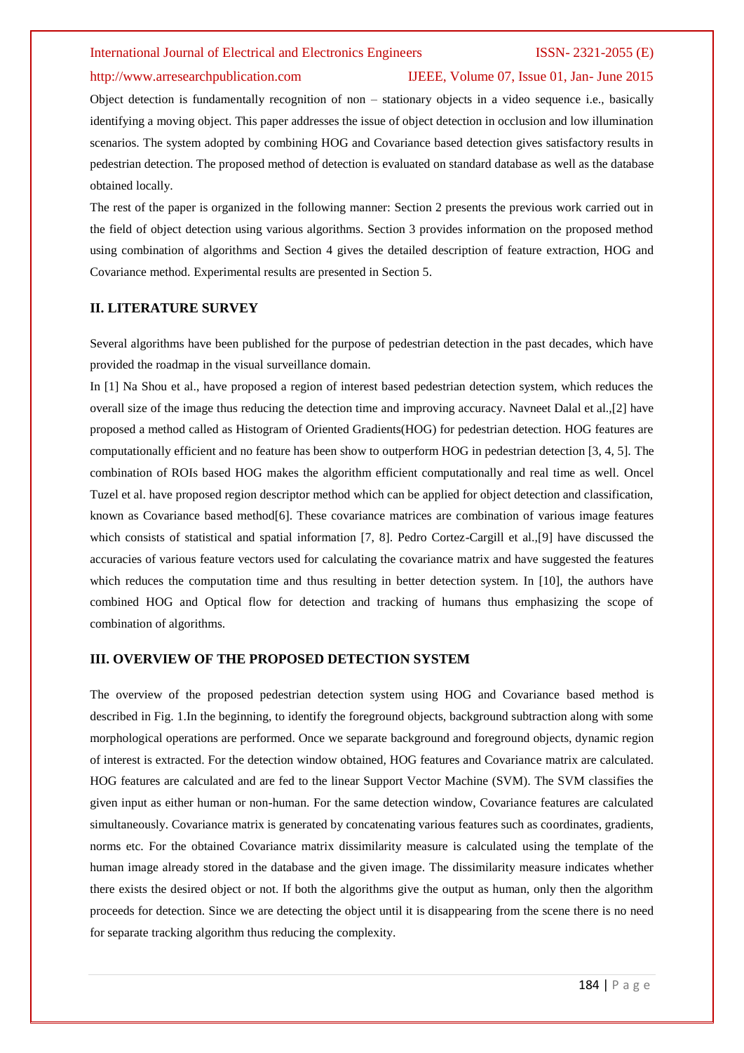Object detection is fundamentally recognition of non – stationary objects in a video sequence i.e., basically identifying a moving object. This paper addresses the issue of object detection in occlusion and low illumination scenarios. The system adopted by combining HOG and Covariance based detection gives satisfactory results in pedestrian detection. The proposed method of detection is evaluated on standard database as well as the database obtained locally.

The rest of the paper is organized in the following manner: Section 2 presents the previous work carried out in the field of object detection using various algorithms. Section 3 provides information on the proposed method using combination of algorithms and Section 4 gives the detailed description of feature extraction, HOG and Covariance method. Experimental results are presented in Section 5.

## II. LITERATURE SURVEY

Several algorithms have been published for the purpose of pedestrian detection in the past decades, which have provided the roadmap in the visual surveillance domain.

In [1] Na Shou et al., have proposed a region of interest based pedestrian detection system, which reduces the overall size of the image thus reducing the detection time and improving accuracy. Navneet Dalal et al.,[2] have proposed a method called as Histogram of Oriented Gradients(HOG) for pedestrian detection. HOG features are computationally efficient and no feature has been show to outperform HOG in pedestrian detection [3, 4, 5]. The combination of ROIs based HOG makes the algorithm efficient computationally and real time as well. Oncel Tuzel et al. have proposed region descriptor method which can be applied for object detection and classification, known as Covariance based method[6]. These covariance matrices are combination of various image features which consists of statistical and spatial information [7, 8]. Pedro Cortez-Cargill et al.,[9] have discussed the accuracies of various feature vectors used for calculating the covariance matrix and have suggested the features which reduces the computation time and thus resulting in better detection system. In [10], the authors have combined HOG and Optical flow for detection and tracking of humans thus emphasizing the scope of combination of algorithms.

## III. OVERVIEW OF THE PROPOSED DETECTION SYSTEM

The overview of the proposed pedestrian detection system using HOG and Covariance based method is described in Fig. 1.In the beginning, to identify the foreground objects, background subtraction along with some morphological operations are performed. Once we separate background and foreground objects, dynamic region of interest is extracted. For the detection window obtained, HOG features and Covariance matrix are calculated. HOG features are calculated and are fed to the linear Support Vector Machine (SVM). The SVM classifies the given input as either human or non-human. For the same detection window, Covariance features are calculated simultaneously. Covariance matrix is generated by concatenating various features such as coordinates, gradients, norms etc. For the obtained Covariance matrix dissimilarity measure is calculated using the template of the human image already stored in the database and the given image. The dissimilarity measure indicates whether there exists the desired object or not. If both the algorithms give the output as human, only then the algorithm proceeds for detection. Since we are detecting the object until it is disappearing from the scene there is no need for separate tracking algorithm thus reducing the complexity.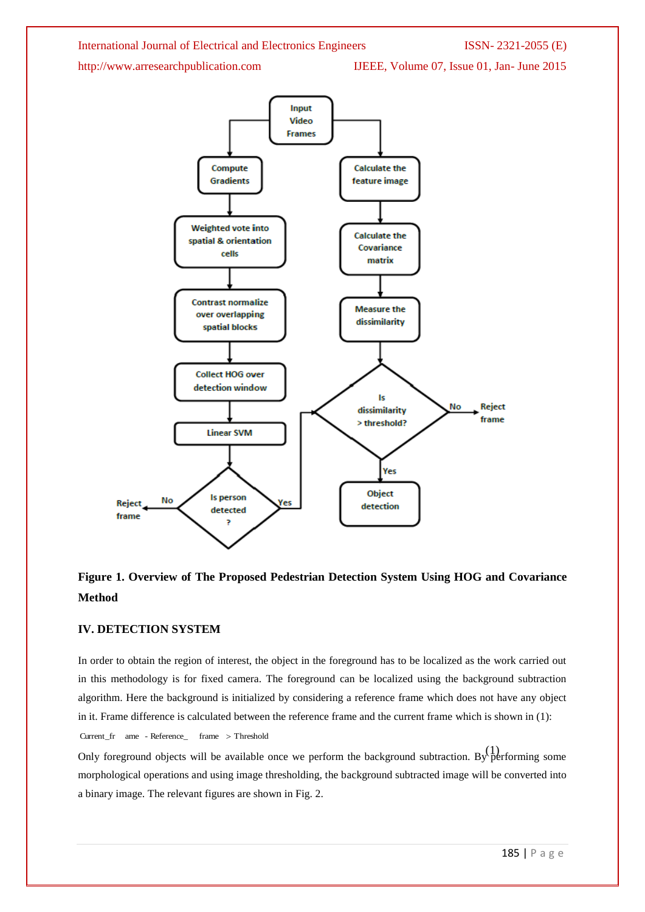**Figure 1. Overview of The Proposed Pedestrian Detection System Using HOG and Covariance Method**

## IV. DETECTION SYSTEM

In order to obtain the region of interest, the object in the foreground has to be localized as the work carried out in this methodology is for fixed camera. The foreground can be localized using the background subtraction algorithm. Here the background is initialized by considering a reference frame which does not have any object in it. Frame difference is calculated between the reference frame and the current frame which is shown in (1):

$$|Current\_frame - Reference\_frame| > Threshold \quad (1)$$

Only foreground objects will be available once we perform the background subtraction. By performing some morphological operations and using image thresholding, the background subtracted image will be converted into a binary image. The relevant figures are shown in Fig. 2.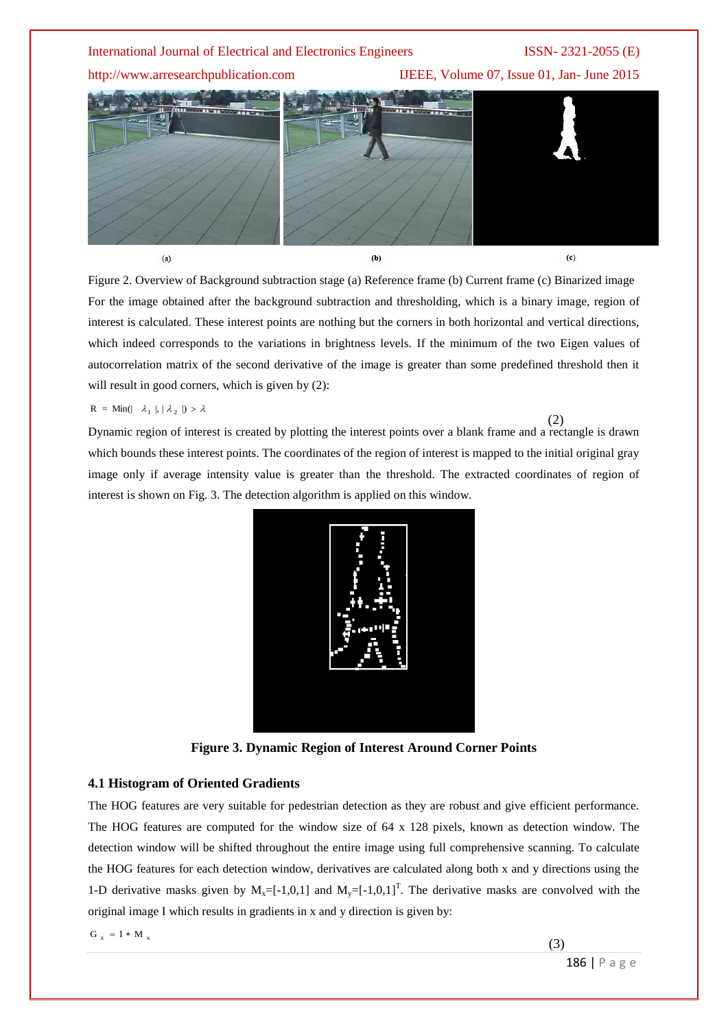(a) (b) (c)

Figure 2. Overview of Background subtraction stage (a) Reference frame (b) Current frame (c) Binarized image

For the image obtained after the background subtraction and thresholding, which is a binary image, region of interest is calculated. These interest points are nothing but the corners in both horizontal and vertical directions, which indeed corresponds to the variations in brightness levels. If the minimum of the two Eigen values of autocorrelation matrix of the second derivative of the image is greater than some predefined threshold then it will result in good corners, which is given by (2):

$$R = \text{Min}(|\lambda_1|, |\lambda_2|) > \lambda \tag{2}$$

Dynamic region of interest is created by plotting the interest points over a blank frame and a rectangle is drawn which bounds these interest points. The coordinates of the region of interest is mapped to the initial original gray image only if average intensity value is greater than the threshold. The extracted coordinates of region of interest is shown on Fig. 3. The detection algorithm is applied on this window.

**Figure 3. Dynamic Region of Interest Around Corner Points**

### 4.1 Histogram of Oriented Gradients

The HOG features are very suitable for pedestrian detection as they are robust and give efficient performance. The HOG features are computed for the window size of 64 x 128 pixels, known as detection window. The detection window will be shifted throughout the entire image using full comprehensive scanning. To calculate the HOG features for each detection window, derivatives are calculated along both x and y directions using the 1-D derivative masks given by $M_x$=[-1,0,1] and $M_y$=$[-1,0,1]^T$. The derivative masks are convolved with the original image I which results in gradients in x and y direction is given by:

$$G_x = I * M_x \tag{3}$$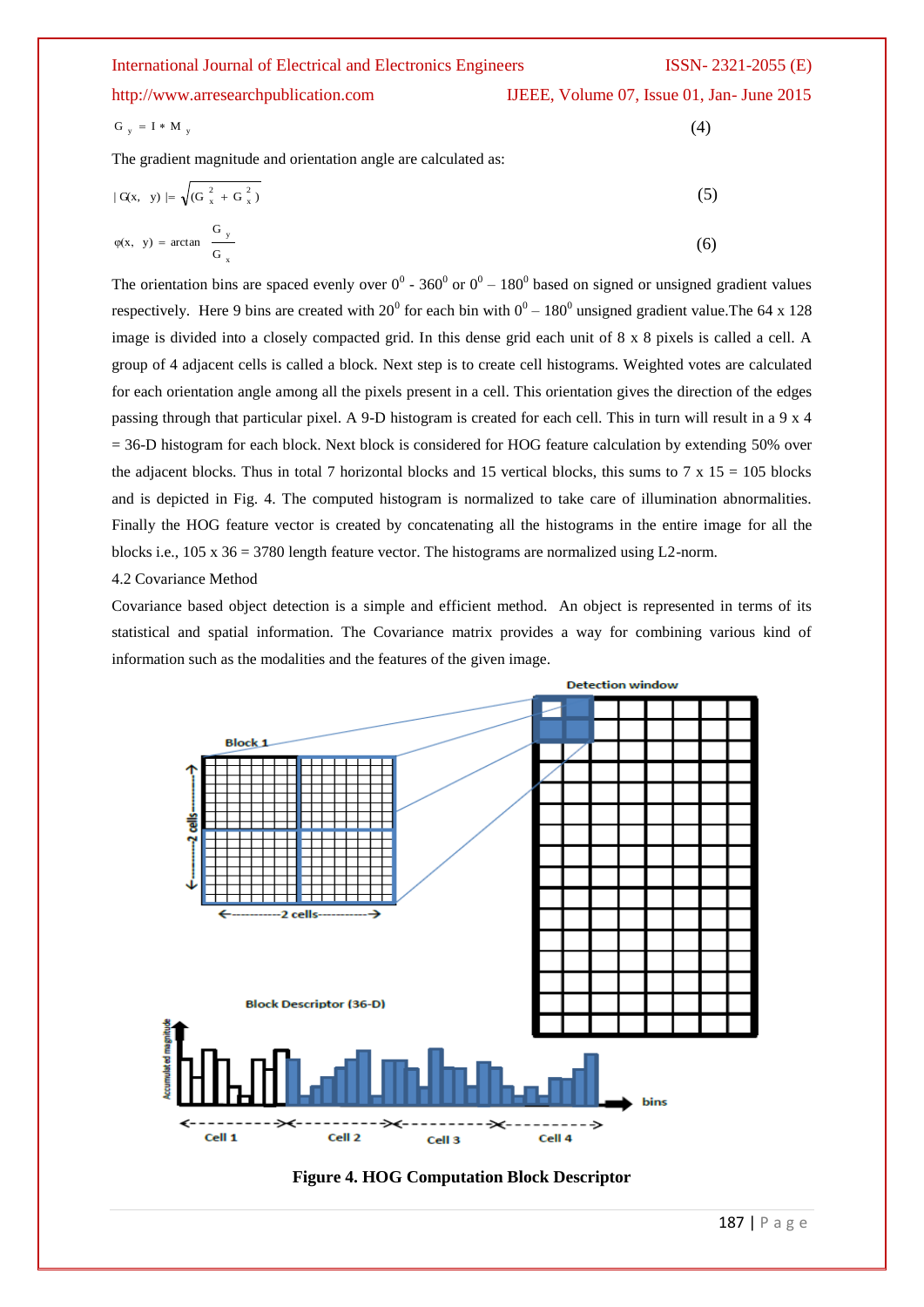$$G_y = I * M_y \quad (4)$$

The gradient magnitude and orientation angle are calculated as:

$$|G(x, y)| = \sqrt{(G_x^2 + G_x^2)} \quad (5)$$

$$\varphi(x, y) = \arctan \frac{G_y}{G_x} \quad (6)$$

The orientation bins are spaced evenly over $0^0$ - $360^0$ or $0^0$ – $180^0$ based on signed or unsigned gradient values respectively. Here 9 bins are created with $20^0$ for each bin with $0^0$ – $180^0$ unsigned gradient value.The 64 x 128 image is divided into a closely compacted grid. In this dense grid each unit of 8 x 8 pixels is called a cell. A group of 4 adjacent cells is called a block. Next step is to create cell histograms. Weighted votes are calculated for each orientation angle among all the pixels present in a cell. This orientation gives the direction of the edges passing through that particular pixel. A 9-D histogram is created for each cell. This in turn will result in a 9 x 4 = 36-D histogram for each block. Next block is considered for HOG feature calculation by extending 50% over the adjacent blocks. Thus in total 7 horizontal blocks and 15 vertical blocks, this sums to 7 x 15 = 105 blocks and is depicted in Fig. 4. The computed histogram is normalized to take care of illumination abnormalities. Finally the HOG feature vector is created by concatenating all the histograms in the entire image for all the blocks i.e., 105 x 36 = 3780 length feature vector. The histograms are normalized using L2-norm.

### 4.2 Covariance Method

Covariance based object detection is a simple and efficient method. An object is represented in terms of its statistical and spatial information. The Covariance matrix provides a way for combining various kind of information such as the modalities and the features of the given image.

**Figure 4. HOG Computation Block Descriptor**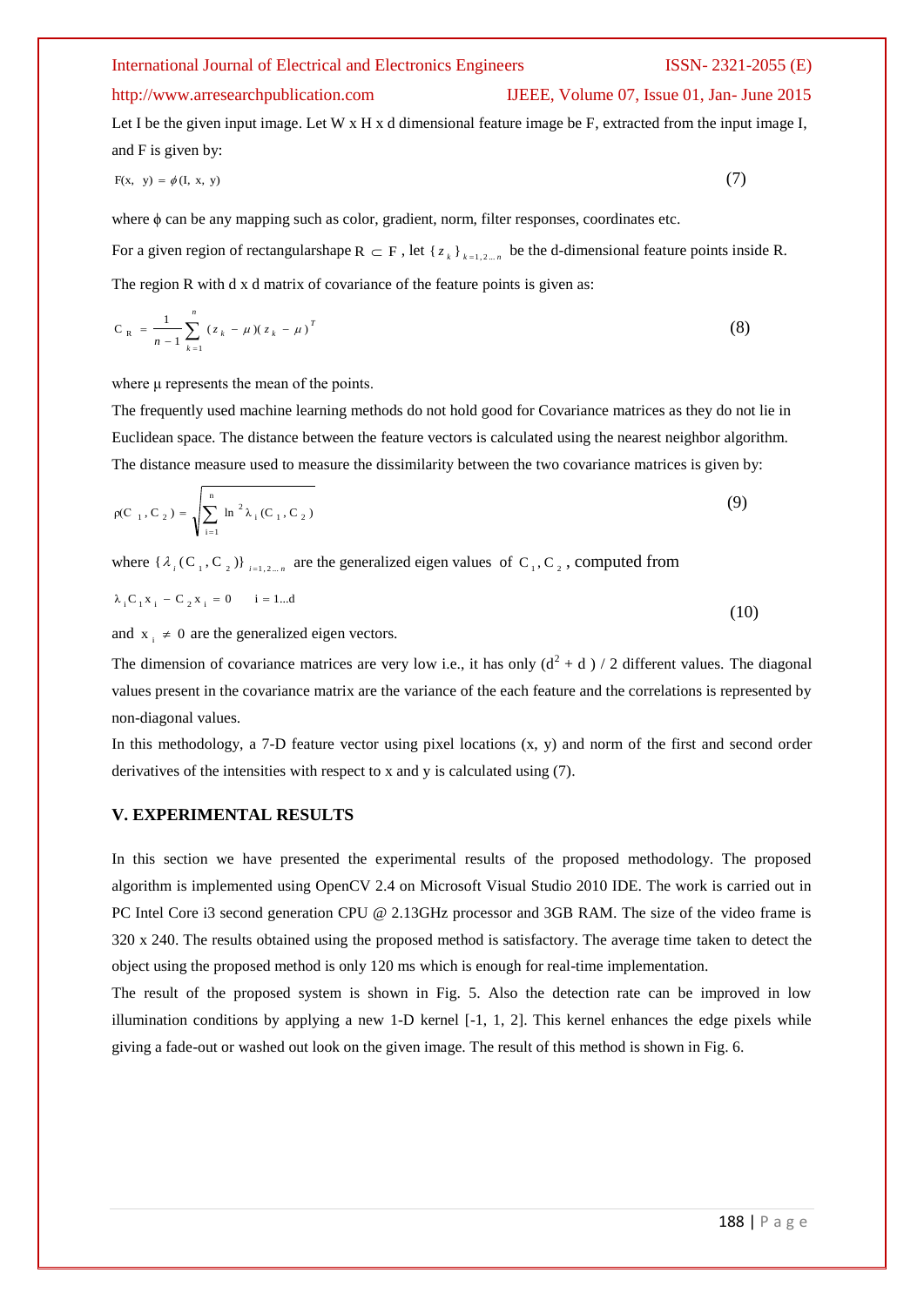Let I be the given input image. Let W x H x d dimensional feature image be F, extracted from the input image I, and F is given by:

$$F(x, y) = \phi(I, x, y) \tag{7}$$

where ϕ can be any mapping such as color, gradient, norm, filter responses, coordinates etc.

For a given region of rectangularshape $R \subset F$, let $\{z_k\}_{k=1,2...n}$ be the d-dimensional feature points inside R.

The region R with d x d matrix of covariance of the feature points is given as:

$$C_R = \frac{1}{n-1}\sum_{k=1}^{n}(z_k - \mu)(z_k - \mu)^T \tag{8}$$

where μ represents the mean of the points.

The frequently used machine learning methods do not hold good for Covariance matrices as they do not lie in Euclidean space. The distance between the feature vectors is calculated using the nearest neighbor algorithm. The distance measure used to measure the dissimilarity between the two covariance matrices is given by:

$$\rho(C_1, C_2) = \sqrt{\sum_{i=1}^{n} \ln^2 \lambda_i(C_1, C_2)} \tag{9}$$

where $\{\lambda_i(C_1, C_2)\}_{i=1,2...n}$ are the generalized eigen values of $C_1, C_2$, computed from

$$\lambda_i C_1 x_i - C_2 x_i = 0 \qquad i = 1...d \tag{10}$$

and $x_i \neq 0$ are the generalized eigen vectors.

The dimension of covariance matrices are very low i.e., it has only $(d^2 + d) / 2$ different values. The diagonal values present in the covariance matrix are the variance of the each feature and the correlations is represented by non-diagonal values.

In this methodology, a 7-D feature vector using pixel locations (x, y) and norm of the first and second order derivatives of the intensities with respect to x and y is calculated using (7).

## V. EXPERIMENTAL RESULTS

In this section we have presented the experimental results of the proposed methodology. The proposed algorithm is implemented using OpenCV 2.4 on Microsoft Visual Studio 2010 IDE. The work is carried out in PC Intel Core i3 second generation CPU @ 2.13GHz processor and 3GB RAM. The size of the video frame is 320 x 240. The results obtained using the proposed method is satisfactory. The average time taken to detect the object using the proposed method is only 120 ms which is enough for real-time implementation.

The result of the proposed system is shown in Fig. 5. Also the detection rate can be improved in low illumination conditions by applying a new 1-D kernel [-1, 1, 2]. This kernel enhances the edge pixels while giving a fade-out or washed out look on the given image. The result of this method is shown in Fig. 6.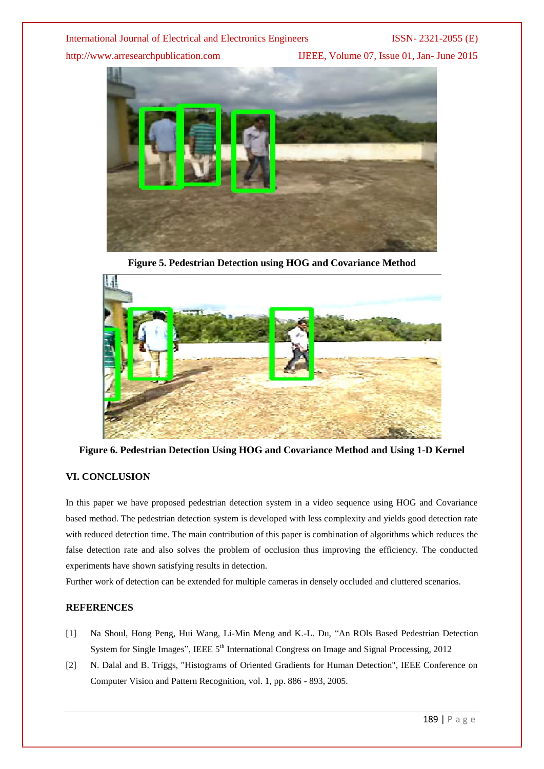**Figure 5. Pedestrian Detection using HOG and Covariance Method**

**Figure 6. Pedestrian Detection Using HOG and Covariance Method and Using 1-D Kernel**

## VI. CONCLUSION

In this paper we have proposed pedestrian detection system in a video sequence using HOG and Covariance based method. The pedestrian detection system is developed with less complexity and yields good detection rate with reduced detection time. The main contribution of this paper is combination of algorithms which reduces the false detection rate and also solves the problem of occlusion thus improving the efficiency. The conducted experiments have shown satisfying results in detection.

Further work of detection can be extended for multiple cameras in densely occluded and cluttered scenarios.

## REFERENCES

[1] Na Shoul, Hong Peng, Hui Wang, Li-Min Meng and K.-L. Du, "An ROIs Based Pedestrian Detection System for Single Images", IEEE 5th International Congress on Image and Signal Processing, 2012

[2] N. Dalal and B. Triggs, "Histograms of Oriented Gradients for Human Detection", IEEE Conference on Computer Vision and Pattern Recognition, vol. 1, pp. 886 - 893, 2005.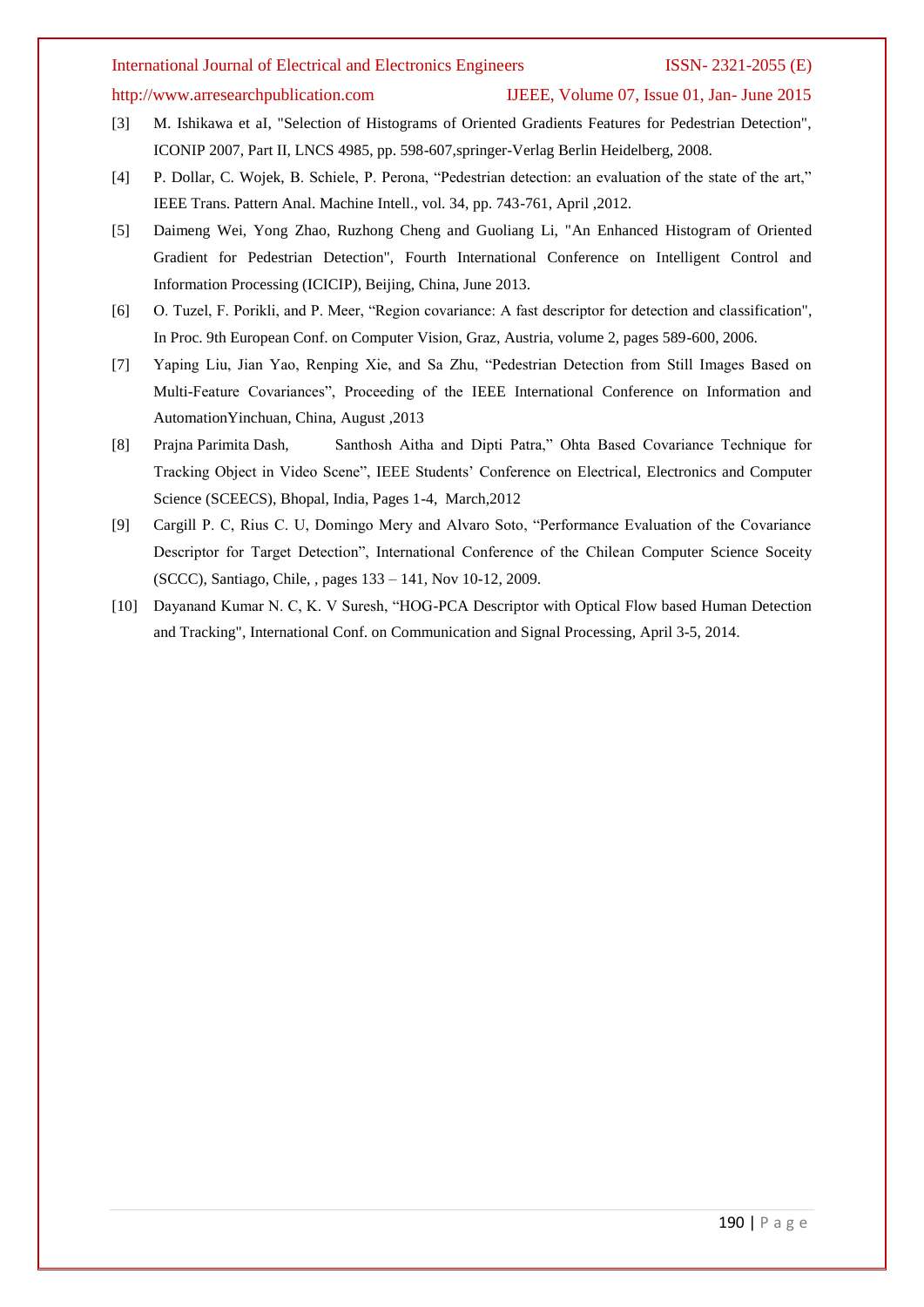[3] M. Ishikawa et aI, "Selection of Histograms of Oriented Gradients Features for Pedestrian Detection", ICONIP 2007, Part II, LNCS 4985, pp. 598-607,springer-Verlag Berlin Heidelberg, 2008.

[4] P. Dollar, C. Wojek, B. Schiele, P. Perona, "Pedestrian detection: an evaluation of the state of the art," IEEE Trans. Pattern Anal. Machine Intell., vol. 34, pp. 743-761, April ,2012.

[5] Daimeng Wei, Yong Zhao, Ruzhong Cheng and Guoliang Li, "An Enhanced Histogram of Oriented Gradient for Pedestrian Detection", Fourth International Conference on Intelligent Control and Information Processing (ICICIP), Beijing, China, June 2013.

[6] O. Tuzel, F. Porikli, and P. Meer, "Region covariance: A fast descriptor for detection and classification", In Proc. 9th European Conf. on Computer Vision, Graz, Austria, volume 2, pages 589-600, 2006.

[7] Yaping Liu, Jian Yao, Renping Xie, and Sa Zhu, "Pedestrian Detection from Still Images Based on Multi-Feature Covariances", Proceeding of the IEEE International Conference on Information and AutomationYinchuan, China, August ,2013

[8] Prajna Parimita Dash, Santhosh Aitha and Dipti Patra," Ohta Based Covariance Technique for Tracking Object in Video Scene", IEEE Students' Conference on Electrical, Electronics and Computer Science (SCEECS), Bhopal, India, Pages 1-4, March,2012

[9] Cargill P. C, Rius C. U, Domingo Mery and Alvaro Soto, "Performance Evaluation of the Covariance Descriptor for Target Detection", International Conference of the Chilean Computer Science Soceity (SCCC), Santiago, Chile, , pages 133 – 141, Nov 10-12, 2009.

[10] Dayanand Kumar N. C, K. V Suresh, "HOG-PCA Descriptor with Optical Flow based Human Detection and Tracking", International Conf. on Communication and Signal Processing, April 3-5, 2014.